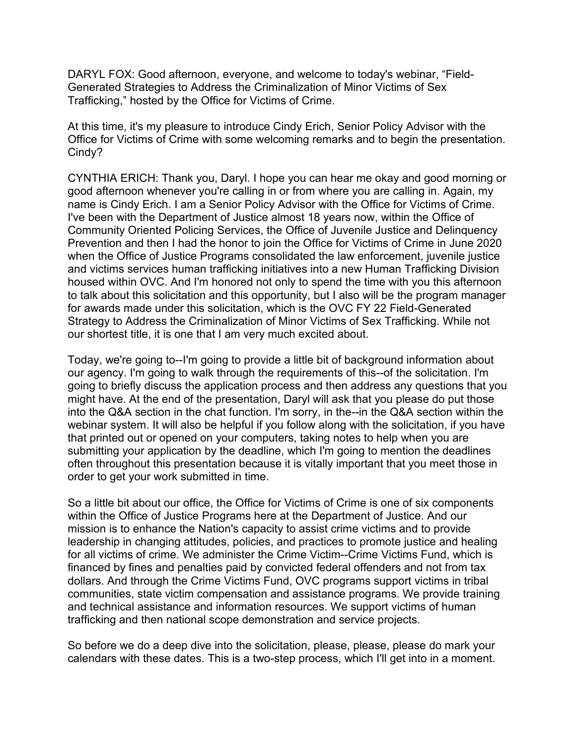DARYL FOX: Good afternoon, everyone, and welcome to today's webinar, "Field-Generated Strategies to Address the Criminalization of Minor Victims of Sex Trafficking," hosted by the Office for Victims of Crime.

At this time, it's my pleasure to introduce Cindy Erich, Senior Policy Advisor with the Office for Victims of Crime with some welcoming remarks and to begin the presentation. Cindy?

CYNTHIA ERICH: Thank you, Daryl. I hope you can hear me okay and good morning or good afternoon whenever you're calling in or from where you are calling in. Again, my name is Cindy Erich. I am a Senior Policy Advisor with the Office for Victims of Crime. I've been with the Department of Justice almost 18 years now, within the Office of Community Oriented Policing Services, the Office of Juvenile Justice and Delinquency Prevention and then I had the honor to join the Office for Victims of Crime in June 2020 when the Office of Justice Programs consolidated the law enforcement, juvenile justice and victims services human trafficking initiatives into a new Human Trafficking Division housed within OVC. And I'm honored not only to spend the time with you this afternoon to talk about this solicitation and this opportunity, but I also will be the program manager for awards made under this solicitation, which is the OVC FY 22 Field-Generated Strategy to Address the Criminalization of Minor Victims of Sex Trafficking. While not our shortest title, it is one that I am very much excited about.

Today, we're going to--I'm going to provide a little bit of background information about our agency. I'm going to walk through the requirements of this--of the solicitation. I'm going to briefly discuss the application process and then address any questions that you might have. At the end of the presentation, Daryl will ask that you please do put those into the Q&A section in the chat function. I'm sorry, in the--in the Q&A section within the webinar system. It will also be helpful if you follow along with the solicitation, if you have that printed out or opened on your computers, taking notes to help when you are submitting your application by the deadline, which I'm going to mention the deadlines often throughout this presentation because it is vitally important that you meet those in order to get your work submitted in time.

So a little bit about our office, the Office for Victims of Crime is one of six components within the Office of Justice Programs here at the Department of Justice. And our mission is to enhance the Nation's capacity to assist crime victims and to provide leadership in changing attitudes, policies, and practices to promote justice and healing for all victims of crime. We administer the Crime Victim--Crime Victims Fund, which is financed by fines and penalties paid by convicted federal offenders and not from tax dollars. And through the Crime Victims Fund, OVC programs support victims in tribal communities, state victim compensation and assistance programs. We provide training and technical assistance and information resources. We support victims of human trafficking and then national scope demonstration and service projects.

So before we do a deep dive into the solicitation, please, please, please do mark your calendars with these dates. This is a two-step process, which I'll get into in a moment.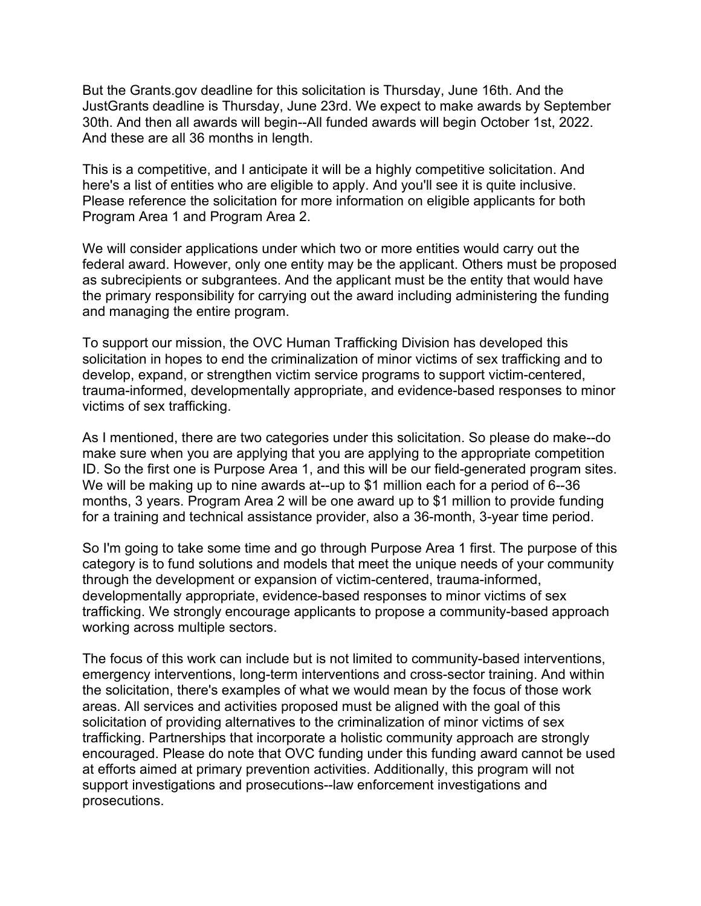But the Grants.gov deadline for this solicitation is Thursday, June 16th. And the JustGrants deadline is Thursday, June 23rd. We expect to make awards by September 30th. And then all awards will begin--All funded awards will begin October 1st, 2022. And these are all 36 months in length.

This is a competitive, and I anticipate it will be a highly competitive solicitation. And here's a list of entities who are eligible to apply. And you'll see it is quite inclusive. Please reference the solicitation for more information on eligible applicants for both Program Area 1 and Program Area 2.

We will consider applications under which two or more entities would carry out the federal award. However, only one entity may be the applicant. Others must be proposed as subrecipients or subgrantees. And the applicant must be the entity that would have the primary responsibility for carrying out the award including administering the funding and managing the entire program.

To support our mission, the OVC Human Trafficking Division has developed this solicitation in hopes to end the criminalization of minor victims of sex trafficking and to develop, expand, or strengthen victim service programs to support victim-centered, trauma-informed, developmentally appropriate, and evidence-based responses to minor victims of sex trafficking.

As I mentioned, there are two categories under this solicitation. So please do make--do make sure when you are applying that you are applying to the appropriate competition ID. So the first one is Purpose Area 1, and this will be our field-generated program sites. We will be making up to nine awards at--up to $1 million each for a period of 6--36 months, 3 years. Program Area 2 will be one award up to $1 million to provide funding for a training and technical assistance provider, also a 36-month, 3-year time period.

So I'm going to take some time and go through Purpose Area 1 first. The purpose of this category is to fund solutions and models that meet the unique needs of your community through the development or expansion of victim-centered, trauma-informed, developmentally appropriate, evidence-based responses to minor victims of sex trafficking. We strongly encourage applicants to propose a community-based approach working across multiple sectors.

The focus of this work can include but is not limited to community-based interventions, emergency interventions, long-term interventions and cross-sector training. And within the solicitation, there's examples of what we would mean by the focus of those work areas. All services and activities proposed must be aligned with the goal of this solicitation of providing alternatives to the criminalization of minor victims of sex trafficking. Partnerships that incorporate a holistic community approach are strongly encouraged. Please do note that OVC funding under this funding award cannot be used at efforts aimed at primary prevention activities. Additionally, this program will not support investigations and prosecutions--law enforcement investigations and prosecutions.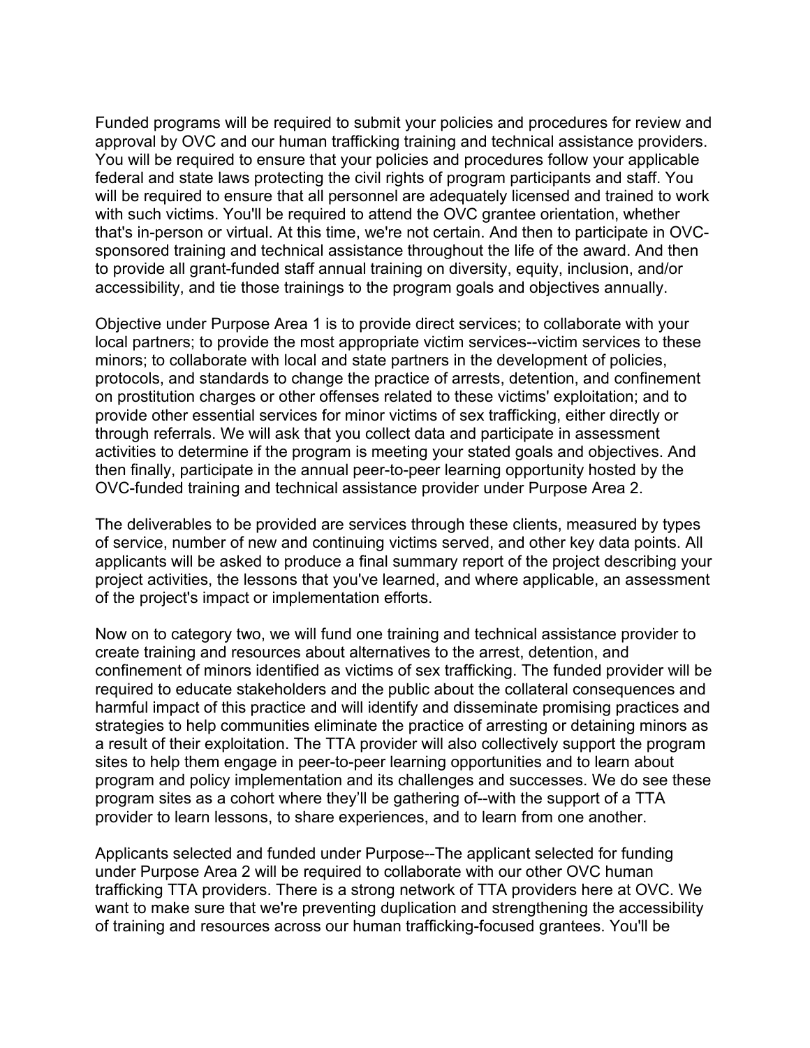Funded programs will be required to submit your policies and procedures for review and approval by OVC and our human trafficking training and technical assistance providers. You will be required to ensure that your policies and procedures follow your applicable federal and state laws protecting the civil rights of program participants and staff. You will be required to ensure that all personnel are adequately licensed and trained to work with such victims. You'll be required to attend the OVC grantee orientation, whether that's in-person or virtual. At this time, we're not certain. And then to participate in OVC-sponsored training and technical assistance throughout the life of the award. And then to provide all grant-funded staff annual training on diversity, equity, inclusion, and/or accessibility, and tie those trainings to the program goals and objectives annually.

Objective under Purpose Area 1 is to provide direct services; to collaborate with your local partners; to provide the most appropriate victim services--victim services to these minors; to collaborate with local and state partners in the development of policies, protocols, and standards to change the practice of arrests, detention, and confinement on prostitution charges or other offenses related to these victims' exploitation; and to provide other essential services for minor victims of sex trafficking, either directly or through referrals. We will ask that you collect data and participate in assessment activities to determine if the program is meeting your stated goals and objectives. And then finally, participate in the annual peer-to-peer learning opportunity hosted by the OVC-funded training and technical assistance provider under Purpose Area 2.

The deliverables to be provided are services through these clients, measured by types of service, number of new and continuing victims served, and other key data points. All applicants will be asked to produce a final summary report of the project describing your project activities, the lessons that you've learned, and where applicable, an assessment of the project's impact or implementation efforts.

Now on to category two, we will fund one training and technical assistance provider to create training and resources about alternatives to the arrest, detention, and confinement of minors identified as victims of sex trafficking. The funded provider will be required to educate stakeholders and the public about the collateral consequences and harmful impact of this practice and will identify and disseminate promising practices and strategies to help communities eliminate the practice of arresting or detaining minors as a result of their exploitation. The TTA provider will also collectively support the program sites to help them engage in peer-to-peer learning opportunities and to learn about program and policy implementation and its challenges and successes. We do see these program sites as a cohort where they'll be gathering of--with the support of a TTA provider to learn lessons, to share experiences, and to learn from one another.

Applicants selected and funded under Purpose--The applicant selected for funding under Purpose Area 2 will be required to collaborate with our other OVC human trafficking TTA providers. There is a strong network of TTA providers here at OVC. We want to make sure that we're preventing duplication and strengthening the accessibility of training and resources across our human trafficking-focused grantees. You'll be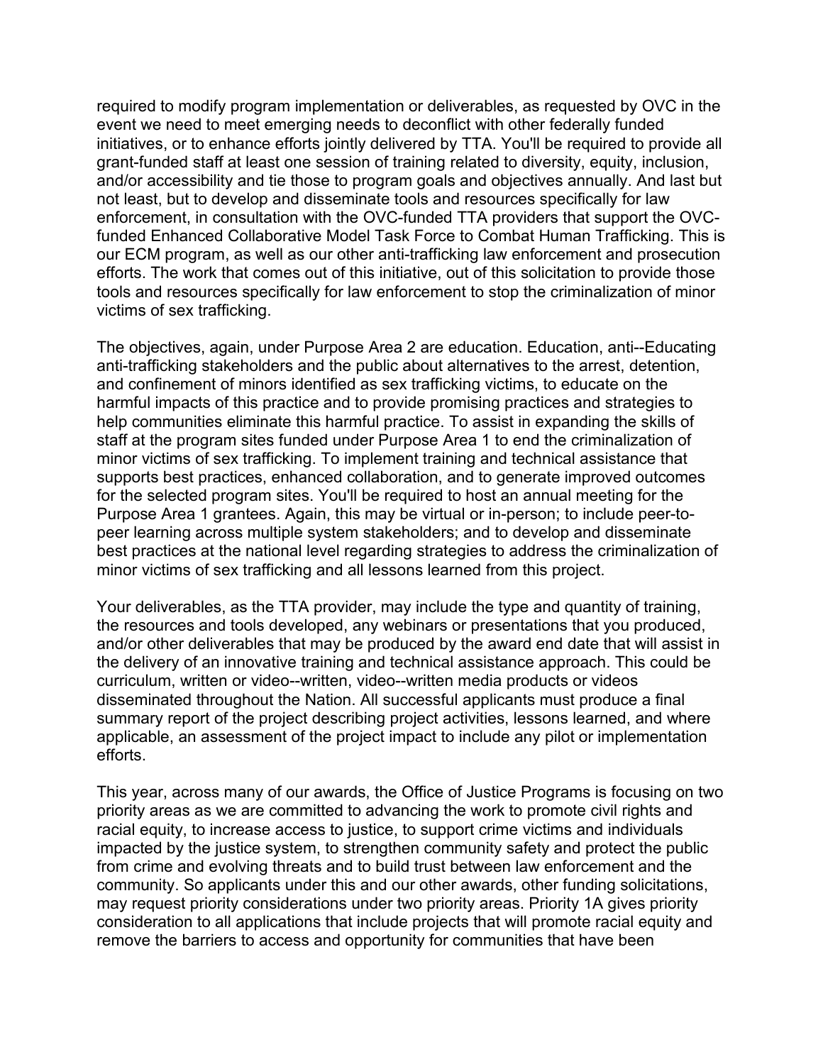required to modify program implementation or deliverables, as requested by OVC in the event we need to meet emerging needs to deconflict with other federally funded initiatives, or to enhance efforts jointly delivered by TTA. You'll be required to provide all grant-funded staff at least one session of training related to diversity, equity, inclusion, and/or accessibility and tie those to program goals and objectives annually. And last but not least, but to develop and disseminate tools and resources specifically for law enforcement, in consultation with the OVC-funded TTA providers that support the OVC-funded Enhanced Collaborative Model Task Force to Combat Human Trafficking. This is our ECM program, as well as our other anti-trafficking law enforcement and prosecution efforts. The work that comes out of this initiative, out of this solicitation to provide those tools and resources specifically for law enforcement to stop the criminalization of minor victims of sex trafficking.

The objectives, again, under Purpose Area 2 are education. Education, anti--Educating anti-trafficking stakeholders and the public about alternatives to the arrest, detention, and confinement of minors identified as sex trafficking victims, to educate on the harmful impacts of this practice and to provide promising practices and strategies to help communities eliminate this harmful practice. To assist in expanding the skills of staff at the program sites funded under Purpose Area 1 to end the criminalization of minor victims of sex trafficking. To implement training and technical assistance that supports best practices, enhanced collaboration, and to generate improved outcomes for the selected program sites. You'll be required to host an annual meeting for the Purpose Area 1 grantees. Again, this may be virtual or in-person; to include peer-to-peer learning across multiple system stakeholders; and to develop and disseminate best practices at the national level regarding strategies to address the criminalization of minor victims of sex trafficking and all lessons learned from this project.

Your deliverables, as the TTA provider, may include the type and quantity of training, the resources and tools developed, any webinars or presentations that you produced, and/or other deliverables that may be produced by the award end date that will assist in the delivery of an innovative training and technical assistance approach. This could be curriculum, written or video--written, video--written media products or videos disseminated throughout the Nation. All successful applicants must produce a final summary report of the project describing project activities, lessons learned, and where applicable, an assessment of the project impact to include any pilot or implementation efforts.

This year, across many of our awards, the Office of Justice Programs is focusing on two priority areas as we are committed to advancing the work to promote civil rights and racial equity, to increase access to justice, to support crime victims and individuals impacted by the justice system, to strengthen community safety and protect the public from crime and evolving threats and to build trust between law enforcement and the community. So applicants under this and our other awards, other funding solicitations, may request priority considerations under two priority areas. Priority 1A gives priority consideration to all applications that include projects that will promote racial equity and remove the barriers to access and opportunity for communities that have been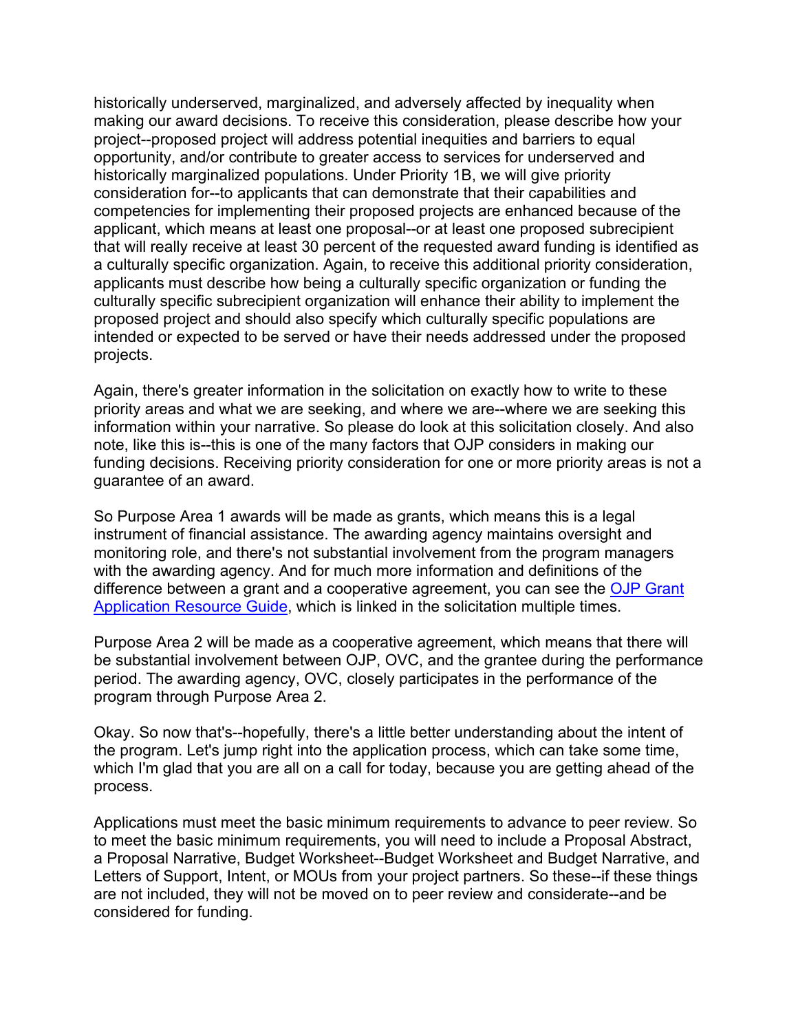historically underserved, marginalized, and adversely affected by inequality when making our award decisions. To receive this consideration, please describe how your project--proposed project will address potential inequities and barriers to equal opportunity, and/or contribute to greater access to services for underserved and historically marginalized populations. Under Priority 1B, we will give priority consideration for--to applicants that can demonstrate that their capabilities and competencies for implementing their proposed projects are enhanced because of the applicant, which means at least one proposal--or at least one proposed subrecipient that will really receive at least 30 percent of the requested award funding is identified as a culturally specific organization. Again, to receive this additional priority consideration, applicants must describe how being a culturally specific organization or funding the culturally specific subrecipient organization will enhance their ability to implement the proposed project and should also specify which culturally specific populations are intended or expected to be served or have their needs addressed under the proposed projects.

Again, there's greater information in the solicitation on exactly how to write to these priority areas and what we are seeking, and where we are--where we are seeking this information within your narrative. So please do look at this solicitation closely. And also note, like this is--this is one of the many factors that OJP considers in making our funding decisions. Receiving priority consideration for one or more priority areas is not a guarantee of an award.

So Purpose Area 1 awards will be made as grants, which means this is a legal instrument of financial assistance. The awarding agency maintains oversight and monitoring role, and there's not substantial involvement from the program managers with the awarding agency. And for much more information and definitions of the difference between a grant and a cooperative agreement, you can see the [OJP Grant Application Resource Guide](), which is linked in the solicitation multiple times.

Purpose Area 2 will be made as a cooperative agreement, which means that there will be substantial involvement between OJP, OVC, and the grantee during the performance period. The awarding agency, OVC, closely participates in the performance of the program through Purpose Area 2.

Okay. So now that's--hopefully, there's a little better understanding about the intent of the program. Let's jump right into the application process, which can take some time, which I'm glad that you are all on a call for today, because you are getting ahead of the process.

Applications must meet the basic minimum requirements to advance to peer review. So to meet the basic minimum requirements, you will need to include a Proposal Abstract, a Proposal Narrative, Budget Worksheet--Budget Worksheet and Budget Narrative, and Letters of Support, Intent, or MOUs from your project partners. So these--if these things are not included, they will not be moved on to peer review and considerate--and be considered for funding.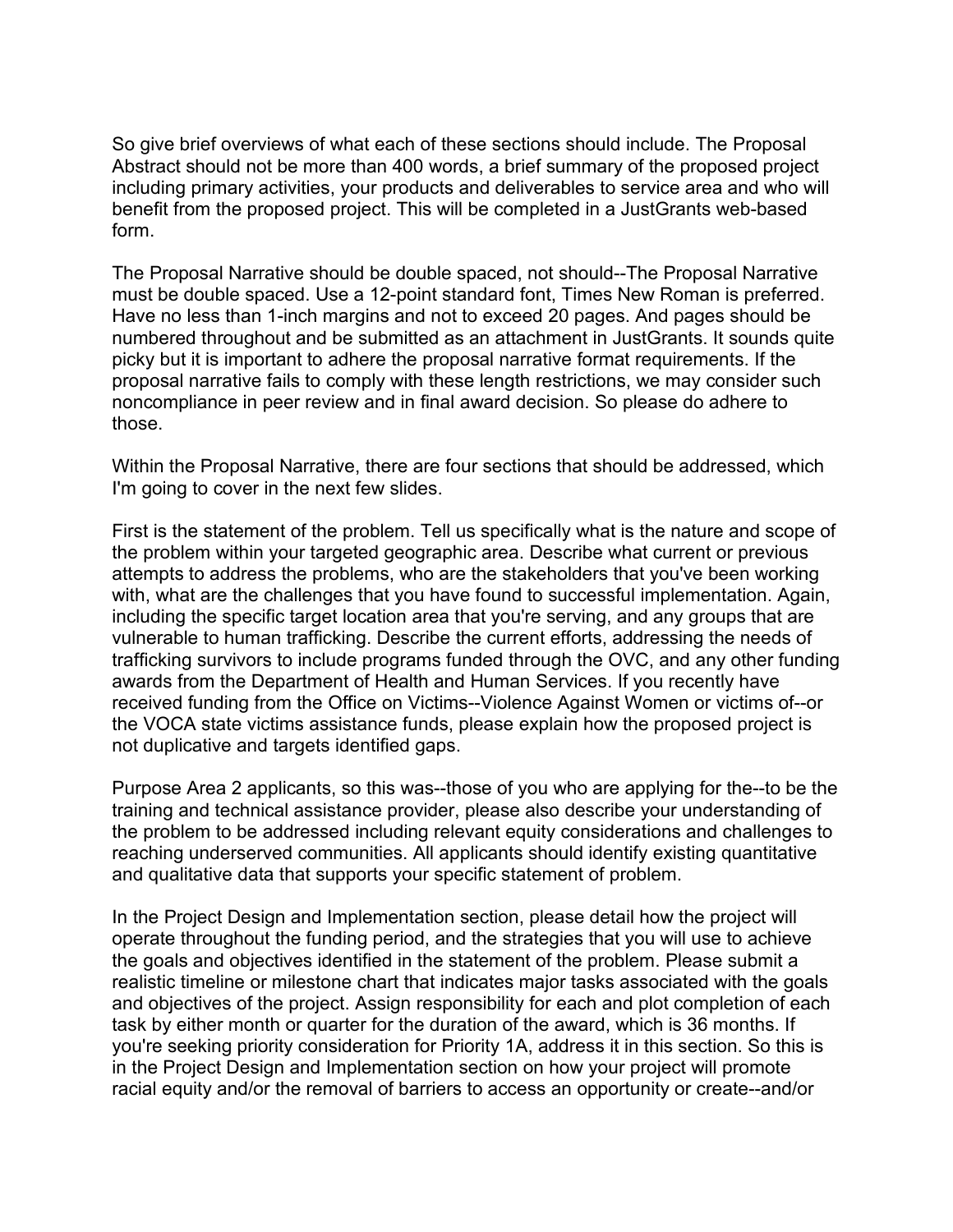So give brief overviews of what each of these sections should include. The Proposal Abstract should not be more than 400 words, a brief summary of the proposed project including primary activities, your products and deliverables to service area and who will benefit from the proposed project. This will be completed in a JustGrants web-based form.

The Proposal Narrative should be double spaced, not should--The Proposal Narrative must be double spaced. Use a 12-point standard font, Times New Roman is preferred. Have no less than 1-inch margins and not to exceed 20 pages. And pages should be numbered throughout and be submitted as an attachment in JustGrants. It sounds quite picky but it is important to adhere the proposal narrative format requirements. If the proposal narrative fails to comply with these length restrictions, we may consider such noncompliance in peer review and in final award decision. So please do adhere to those.

Within the Proposal Narrative, there are four sections that should be addressed, which I'm going to cover in the next few slides.

First is the statement of the problem. Tell us specifically what is the nature and scope of the problem within your targeted geographic area. Describe what current or previous attempts to address the problems, who are the stakeholders that you've been working with, what are the challenges that you have found to successful implementation. Again, including the specific target location area that you're serving, and any groups that are vulnerable to human trafficking. Describe the current efforts, addressing the needs of trafficking survivors to include programs funded through the OVC, and any other funding awards from the Department of Health and Human Services. If you recently have received funding from the Office on Victims--Violence Against Women or victims of--or the VOCA state victims assistance funds, please explain how the proposed project is not duplicative and targets identified gaps.

Purpose Area 2 applicants, so this was--those of you who are applying for the--to be the training and technical assistance provider, please also describe your understanding of the problem to be addressed including relevant equity considerations and challenges to reaching underserved communities. All applicants should identify existing quantitative and qualitative data that supports your specific statement of problem.

In the Project Design and Implementation section, please detail how the project will operate throughout the funding period, and the strategies that you will use to achieve the goals and objectives identified in the statement of the problem. Please submit a realistic timeline or milestone chart that indicates major tasks associated with the goals and objectives of the project. Assign responsibility for each and plot completion of each task by either month or quarter for the duration of the award, which is 36 months. If you're seeking priority consideration for Priority 1A, address it in this section. So this is in the Project Design and Implementation section on how your project will promote racial equity and/or the removal of barriers to access an opportunity or create--and/or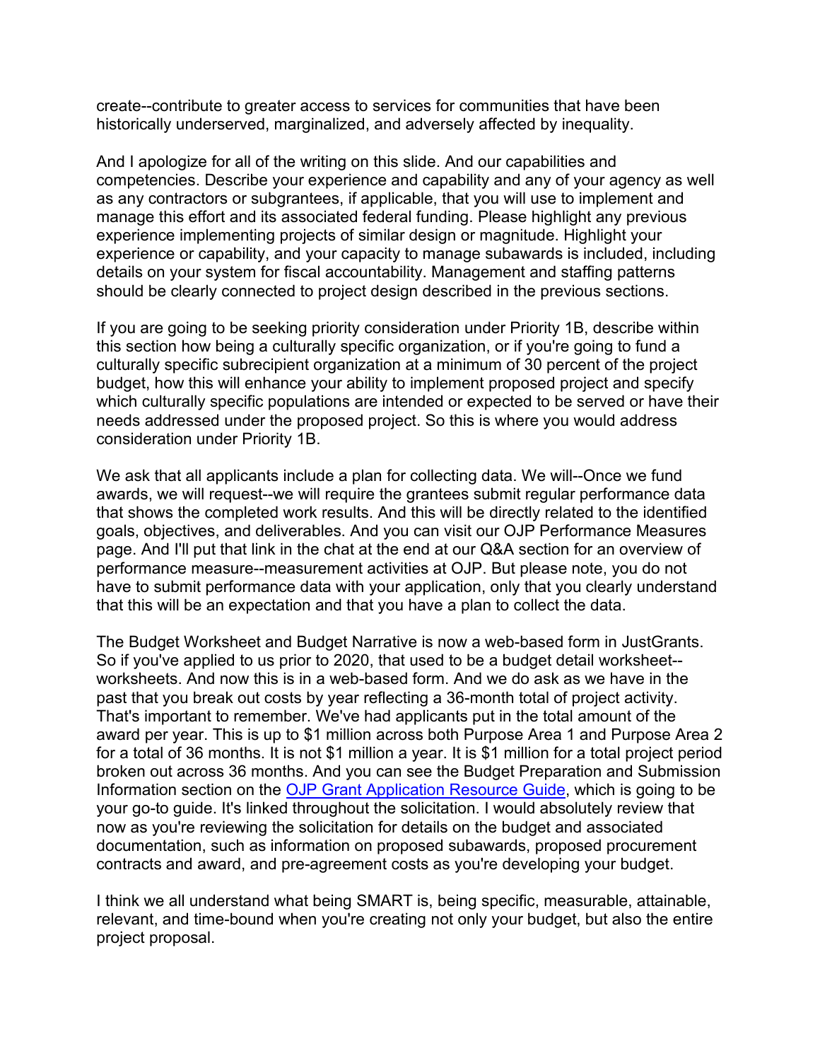create--contribute to greater access to services for communities that have been historically underserved, marginalized, and adversely affected by inequality.

And I apologize for all of the writing on this slide. And our capabilities and competencies. Describe your experience and capability and any of your agency as well as any contractors or subgrantees, if applicable, that you will use to implement and manage this effort and its associated federal funding. Please highlight any previous experience implementing projects of similar design or magnitude. Highlight your experience or capability, and your capacity to manage subawards is included, including details on your system for fiscal accountability. Management and staffing patterns should be clearly connected to project design described in the previous sections.

If you are going to be seeking priority consideration under Priority 1B, describe within this section how being a culturally specific organization, or if you're going to fund a culturally specific subrecipient organization at a minimum of 30 percent of the project budget, how this will enhance your ability to implement proposed project and specify which culturally specific populations are intended or expected to be served or have their needs addressed under the proposed project. So this is where you would address consideration under Priority 1B.

We ask that all applicants include a plan for collecting data. We will--Once we fund awards, we will request--we will require the grantees submit regular performance data that shows the completed work results. And this will be directly related to the identified goals, objectives, and deliverables. And you can visit our OJP Performance Measures page. And I'll put that link in the chat at the end at our Q&A section for an overview of performance measure--measurement activities at OJP. But please note, you do not have to submit performance data with your application, only that you clearly understand that this will be an expectation and that you have a plan to collect the data.

The Budget Worksheet and Budget Narrative is now a web-based form in JustGrants. So if you've applied to us prior to 2020, that used to be a budget detail worksheet--worksheets. And now this is in a web-based form. And we do ask as we have in the past that you break out costs by year reflecting a 36-month total of project activity. That's important to remember. We've had applicants put in the total amount of the award per year. This is up to $1 million across both Purpose Area 1 and Purpose Area 2 for a total of 36 months. It is not $1 million a year. It is $1 million for a total project period broken out across 36 months. And you can see the Budget Preparation and Submission Information section on the [OJP Grant Application Resource Guide](), which is going to be your go-to guide. It's linked throughout the solicitation. I would absolutely review that now as you're reviewing the solicitation for details on the budget and associated documentation, such as information on proposed subawards, proposed procurement contracts and award, and pre-agreement costs as you're developing your budget.

I think we all understand what being SMART is, being specific, measurable, attainable, relevant, and time-bound when you're creating not only your budget, but also the entire project proposal.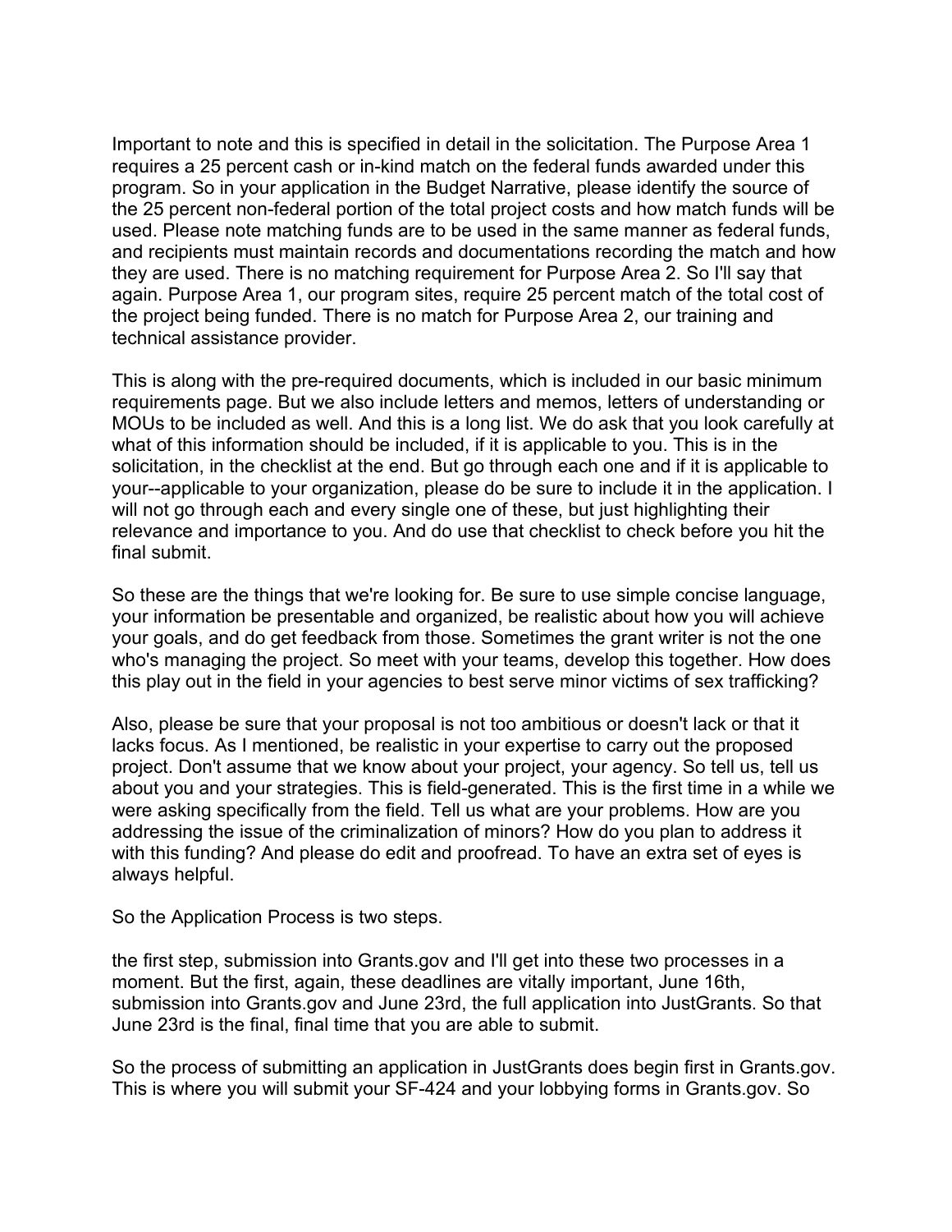Important to note and this is specified in detail in the solicitation. The Purpose Area 1 requires a 25 percent cash or in-kind match on the federal funds awarded under this program. So in your application in the Budget Narrative, please identify the source of the 25 percent non-federal portion of the total project costs and how match funds will be used. Please note matching funds are to be used in the same manner as federal funds, and recipients must maintain records and documentations recording the match and how they are used. There is no matching requirement for Purpose Area 2. So I'll say that again. Purpose Area 1, our program sites, require 25 percent match of the total cost of the project being funded. There is no match for Purpose Area 2, our training and technical assistance provider.

This is along with the pre-required documents, which is included in our basic minimum requirements page. But we also include letters and memos, letters of understanding or MOUs to be included as well. And this is a long list. We do ask that you look carefully at what of this information should be included, if it is applicable to you. This is in the solicitation, in the checklist at the end. But go through each one and if it is applicable to your--applicable to your organization, please do be sure to include it in the application. I will not go through each and every single one of these, but just highlighting their relevance and importance to you. And do use that checklist to check before you hit the final submit.

So these are the things that we're looking for. Be sure to use simple concise language, your information be presentable and organized, be realistic about how you will achieve your goals, and do get feedback from those. Sometimes the grant writer is not the one who's managing the project. So meet with your teams, develop this together. How does this play out in the field in your agencies to best serve minor victims of sex trafficking?

Also, please be sure that your proposal is not too ambitious or doesn't lack or that it lacks focus. As I mentioned, be realistic in your expertise to carry out the proposed project. Don't assume that we know about your project, your agency. So tell us, tell us about you and your strategies. This is field-generated. This is the first time in a while we were asking specifically from the field. Tell us what are your problems. How are you addressing the issue of the criminalization of minors? How do you plan to address it with this funding? And please do edit and proofread. To have an extra set of eyes is always helpful.

So the Application Process is two steps.

the first step, submission into Grants.gov and I'll get into these two processes in a moment. But the first, again, these deadlines are vitally important, June 16th, submission into Grants.gov and June 23rd, the full application into JustGrants. So that June 23rd is the final, final time that you are able to submit.

So the process of submitting an application in JustGrants does begin first in Grants.gov. This is where you will submit your SF-424 and your lobbying forms in Grants.gov. So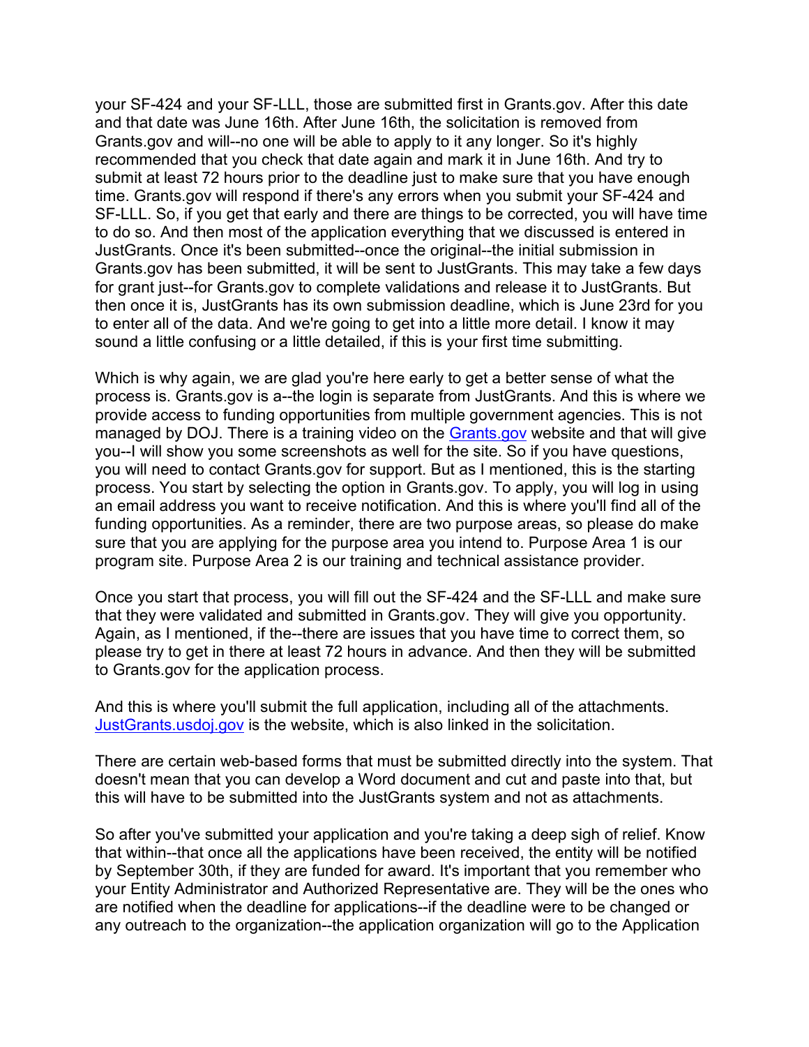your SF-424 and your SF-LLL, those are submitted first in Grants.gov. After this date and that date was June 16th. After June 16th, the solicitation is removed from Grants.gov and will--no one will be able to apply to it any longer. So it's highly recommended that you check that date again and mark it in June 16th. And try to submit at least 72 hours prior to the deadline just to make sure that you have enough time. Grants.gov will respond if there's any errors when you submit your SF-424 and SF-LLL. So, if you get that early and there are things to be corrected, you will have time to do so. And then most of the application everything that we discussed is entered in JustGrants. Once it's been submitted--once the original--the initial submission in Grants.gov has been submitted, it will be sent to JustGrants. This may take a few days for grant just--for Grants.gov to complete validations and release it to JustGrants. But then once it is, JustGrants has its own submission deadline, which is June 23rd for you to enter all of the data. And we're going to get into a little more detail. I know it may sound a little confusing or a little detailed, if this is your first time submitting.

Which is why again, we are glad you're here early to get a better sense of what the process is. Grants.gov is a--the login is separate from JustGrants. And this is where we provide access to funding opportunities from multiple government agencies. This is not managed by DOJ. There is a training video on the Grants.gov website and that will give you--I will show you some screenshots as well for the site. So if you have questions, you will need to contact Grants.gov for support. But as I mentioned, this is the starting process. You start by selecting the option in Grants.gov. To apply, you will log in using an email address you want to receive notification. And this is where you'll find all of the funding opportunities. As a reminder, there are two purpose areas, so please do make sure that you are applying for the purpose area you intend to. Purpose Area 1 is our program site. Purpose Area 2 is our training and technical assistance provider.

Once you start that process, you will fill out the SF-424 and the SF-LLL and make sure that they were validated and submitted in Grants.gov. They will give you opportunity. Again, as I mentioned, if the--there are issues that you have time to correct them, so please try to get in there at least 72 hours in advance. And then they will be submitted to Grants.gov for the application process.

And this is where you'll submit the full application, including all of the attachments. JustGrants.usdoj.gov is the website, which is also linked in the solicitation.

There are certain web-based forms that must be submitted directly into the system. That doesn't mean that you can develop a Word document and cut and paste into that, but this will have to be submitted into the JustGrants system and not as attachments.

So after you've submitted your application and you're taking a deep sigh of relief. Know that within--that once all the applications have been received, the entity will be notified by September 30th, if they are funded for award. It's important that you remember who your Entity Administrator and Authorized Representative are. They will be the ones who are notified when the deadline for applications--if the deadline were to be changed or any outreach to the organization--the application organization will go to the Application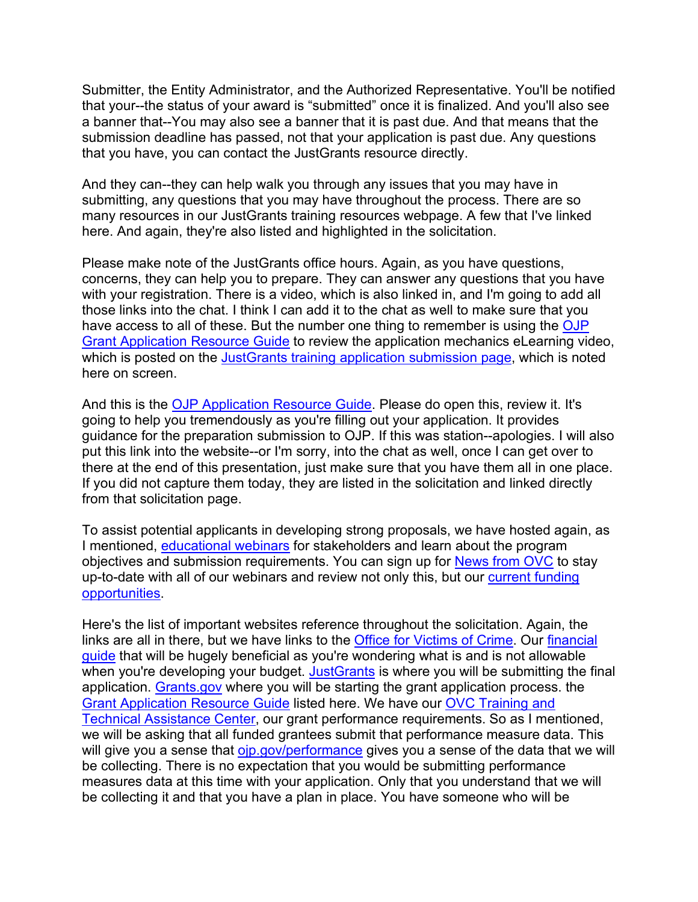Submitter, the Entity Administrator, and the Authorized Representative. You'll be notified that your--the status of your award is "submitted" once it is finalized. And you'll also see a banner that--You may also see a banner that it is past due. And that means that the submission deadline has passed, not that your application is past due. Any questions that you have, you can contact the JustGrants resource directly.

And they can--they can help walk you through any issues that you may have in submitting, any questions that you may have throughout the process. There are so many resources in our JustGrants training resources webpage. A few that I've linked here. And again, they're also listed and highlighted in the solicitation.

Please make note of the JustGrants office hours. Again, as you have questions, concerns, they can help you to prepare. They can answer any questions that you have with your registration. There is a video, which is also linked in, and I'm going to add all those links into the chat. I think I can add it to the chat as well to make sure that you have access to all of these. But the number one thing to remember is using the OJP Grant Application Resource Guide to review the application mechanics eLearning video, which is posted on the JustGrants training application submission page, which is noted here on screen.

And this is the OJP Application Resource Guide. Please do open this, review it. It's going to help you tremendously as you're filling out your application. It provides guidance for the preparation submission to OJP. If this was station--apologies. I will also put this link into the website--or I'm sorry, into the chat as well, once I can get over to there at the end of this presentation, just make sure that you have them all in one place. If you did not capture them today, they are listed in the solicitation and linked directly from that solicitation page.

To assist potential applicants in developing strong proposals, we have hosted again, as I mentioned, educational webinars for stakeholders and learn about the program objectives and submission requirements. You can sign up for News from OVC to stay up-to-date with all of our webinars and review not only this, but our current funding opportunities.

Here's the list of important websites reference throughout the solicitation. Again, the links are all in there, but we have links to the Office for Victims of Crime. Our financial guide that will be hugely beneficial as you're wondering what is and is not allowable when you're developing your budget. JustGrants is where you will be submitting the final application. Grants.gov where you will be starting the grant application process. the Grant Application Resource Guide listed here. We have our OVC Training and Technical Assistance Center, our grant performance requirements. So as I mentioned, we will be asking that all funded grantees submit that performance measure data. This will give you a sense that ojp.gov/performance gives you a sense of the data that we will be collecting. There is no expectation that you would be submitting performance measures data at this time with your application. Only that you understand that we will be collecting it and that you have a plan in place. You have someone who will be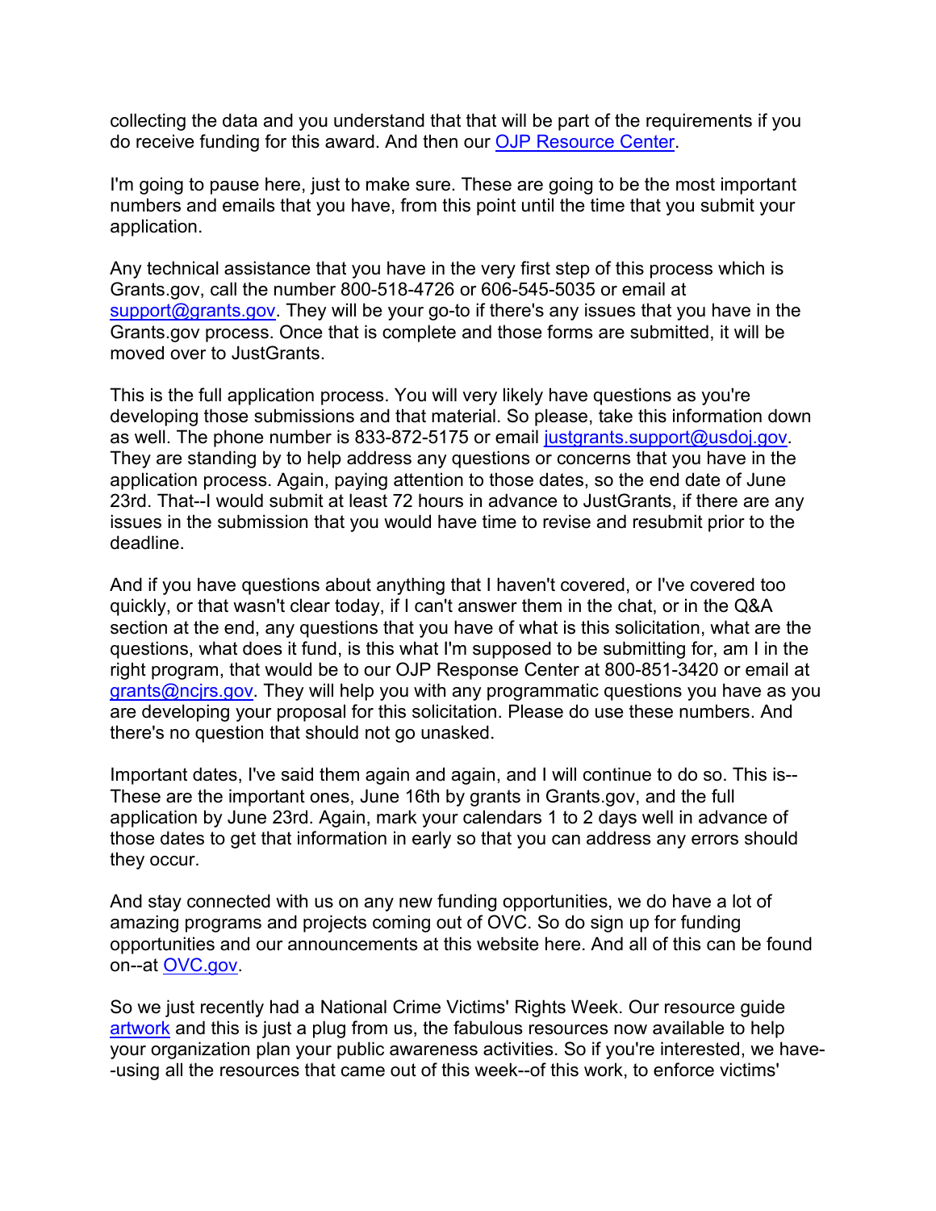collecting the data and you understand that that will be part of the requirements if you do receive funding for this award. And then our [OJP Resource Center](#).

I'm going to pause here, just to make sure. These are going to be the most important numbers and emails that you have, from this point until the time that you submit your application.

Any technical assistance that you have in the very first step of this process which is Grants.gov, call the number 800-518-4726 or 606-545-5035 or email at [support@grants.gov](mailto:support@grants.gov). They will be your go-to if there's any issues that you have in the Grants.gov process. Once that is complete and those forms are submitted, it will be moved over to JustGrants.

This is the full application process. You will very likely have questions as you're developing those submissions and that material. So please, take this information down as well. The phone number is 833-872-5175 or email [justgrants.support@usdoj.gov](mailto:justgrants.support@usdoj.gov). They are standing by to help address any questions or concerns that you have in the application process. Again, paying attention to those dates, so the end date of June 23rd. That--I would submit at least 72 hours in advance to JustGrants, if there are any issues in the submission that you would have time to revise and resubmit prior to the deadline.

And if you have questions about anything that I haven't covered, or I've covered too quickly, or that wasn't clear today, if I can't answer them in the chat, or in the Q&A section at the end, any questions that you have of what is this solicitation, what are the questions, what does it fund, is this what I'm supposed to be submitting for, am I in the right program, that would be to our OJP Response Center at 800-851-3420 or email at [grants@ncjrs.gov](mailto:grants@ncjrs.gov). They will help you with any programmatic questions you have as you are developing your proposal for this solicitation. Please do use these numbers. And there's no question that should not go unasked.

Important dates, I've said them again and again, and I will continue to do so. This is--These are the important ones, June 16th by grants in Grants.gov, and the full application by June 23rd. Again, mark your calendars 1 to 2 days well in advance of those dates to get that information in early so that you can address any errors should they occur.

And stay connected with us on any new funding opportunities, we do have a lot of amazing programs and projects coming out of OVC. So do sign up for funding opportunities and our announcements at this website here. And all of this can be found on--at [OVC.gov](#).

So we just recently had a National Crime Victims' Rights Week. Our resource guide [artwork](#) and this is just a plug from us, the fabulous resources now available to help your organization plan your public awareness activities. So if you're interested, we have--using all the resources that came out of this week--of this work, to enforce victims'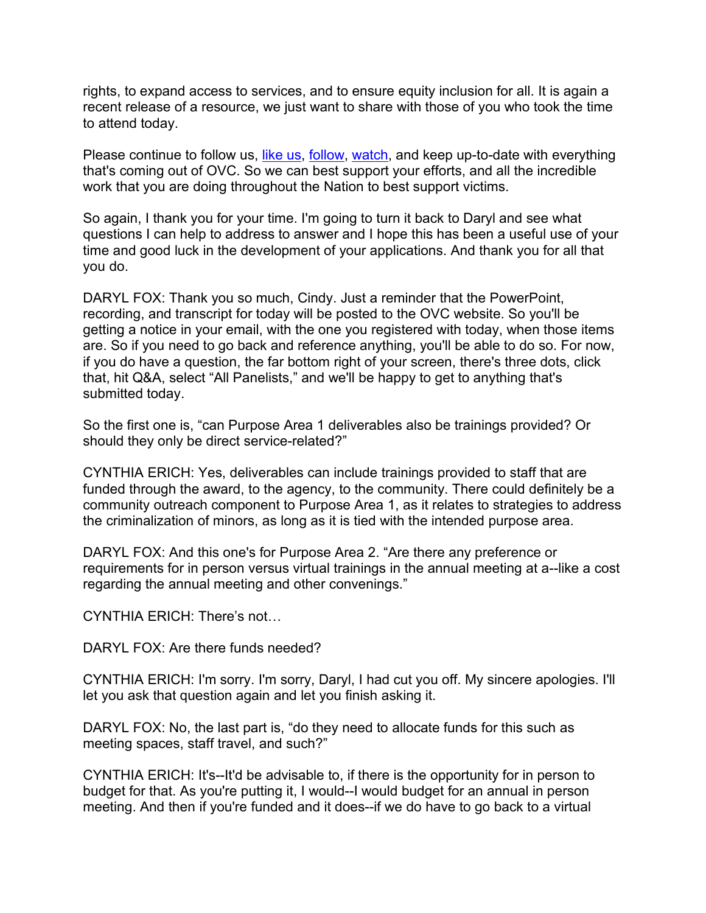rights, to expand access to services, and to ensure equity inclusion for all. It is again a recent release of a resource, we just want to share with those of you who took the time to attend today.

Please continue to follow us, like us, follow, watch, and keep up-to-date with everything that's coming out of OVC. So we can best support your efforts, and all the incredible work that you are doing throughout the Nation to best support victims.

So again, I thank you for your time. I'm going to turn it back to Daryl and see what questions I can help to address to answer and I hope this has been a useful use of your time and good luck in the development of your applications. And thank you for all that you do.

DARYL FOX: Thank you so much, Cindy. Just a reminder that the PowerPoint, recording, and transcript for today will be posted to the OVC website. So you'll be getting a notice in your email, with the one you registered with today, when those items are. So if you need to go back and reference anything, you'll be able to do so. For now, if you do have a question, the far bottom right of your screen, there's three dots, click that, hit Q&A, select "All Panelists," and we'll be happy to get to anything that's submitted today.

So the first one is, "can Purpose Area 1 deliverables also be trainings provided? Or should they only be direct service-related?"

CYNTHIA ERICH: Yes, deliverables can include trainings provided to staff that are funded through the award, to the agency, to the community. There could definitely be a community outreach component to Purpose Area 1, as it relates to strategies to address the criminalization of minors, as long as it is tied with the intended purpose area.

DARYL FOX: And this one's for Purpose Area 2. "Are there any preference or requirements for in person versus virtual trainings in the annual meeting at a--like a cost regarding the annual meeting and other convenings."

CYNTHIA ERICH: There's not…

DARYL FOX: Are there funds needed?

CYNTHIA ERICH: I'm sorry. I'm sorry, Daryl, I had cut you off. My sincere apologies. I'll let you ask that question again and let you finish asking it.

DARYL FOX: No, the last part is, "do they need to allocate funds for this such as meeting spaces, staff travel, and such?"

CYNTHIA ERICH: It's--It'd be advisable to, if there is the opportunity for in person to budget for that. As you're putting it, I would--I would budget for an annual in person meeting. And then if you're funded and it does--if we do have to go back to a virtual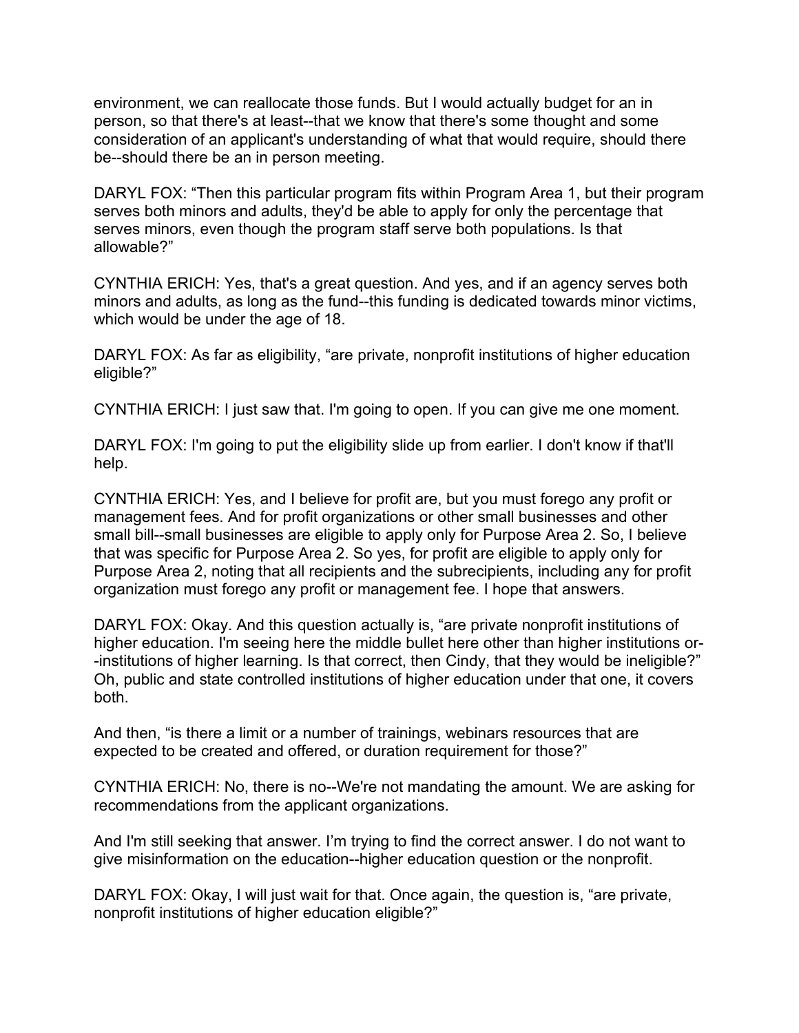environment, we can reallocate those funds. But I would actually budget for an in person, so that there's at least--that we know that there's some thought and some consideration of an applicant's understanding of what that would require, should there be--should there be an in person meeting.

DARYL FOX: “Then this particular program fits within Program Area 1, but their program serves both minors and adults, they'd be able to apply for only the percentage that serves minors, even though the program staff serve both populations. Is that allowable?”

CYNTHIA ERICH: Yes, that's a great question. And yes, and if an agency serves both minors and adults, as long as the fund--this funding is dedicated towards minor victims, which would be under the age of 18.

DARYL FOX: As far as eligibility, “are private, nonprofit institutions of higher education eligible?”

CYNTHIA ERICH: I just saw that. I'm going to open. If you can give me one moment.

DARYL FOX: I'm going to put the eligibility slide up from earlier. I don't know if that'll help.

CYNTHIA ERICH: Yes, and I believe for profit are, but you must forego any profit or management fees. And for profit organizations or other small businesses and other small bill--small businesses are eligible to apply only for Purpose Area 2. So, I believe that was specific for Purpose Area 2. So yes, for profit are eligible to apply only for Purpose Area 2, noting that all recipients and the subrecipients, including any for profit organization must forego any profit or management fee. I hope that answers.

DARYL FOX: Okay. And this question actually is, “are private nonprofit institutions of higher education. I'm seeing here the middle bullet here other than higher institutions or--institutions of higher learning. Is that correct, then Cindy, that they would be ineligible?” Oh, public and state controlled institutions of higher education under that one, it covers both.

And then, “is there a limit or a number of trainings, webinars resources that are expected to be created and offered, or duration requirement for those?”

CYNTHIA ERICH: No, there is no--We're not mandating the amount. We are asking for recommendations from the applicant organizations.

And I'm still seeking that answer. I’m trying to find the correct answer. I do not want to give misinformation on the education--higher education question or the nonprofit.

DARYL FOX: Okay, I will just wait for that. Once again, the question is, “are private, nonprofit institutions of higher education eligible?”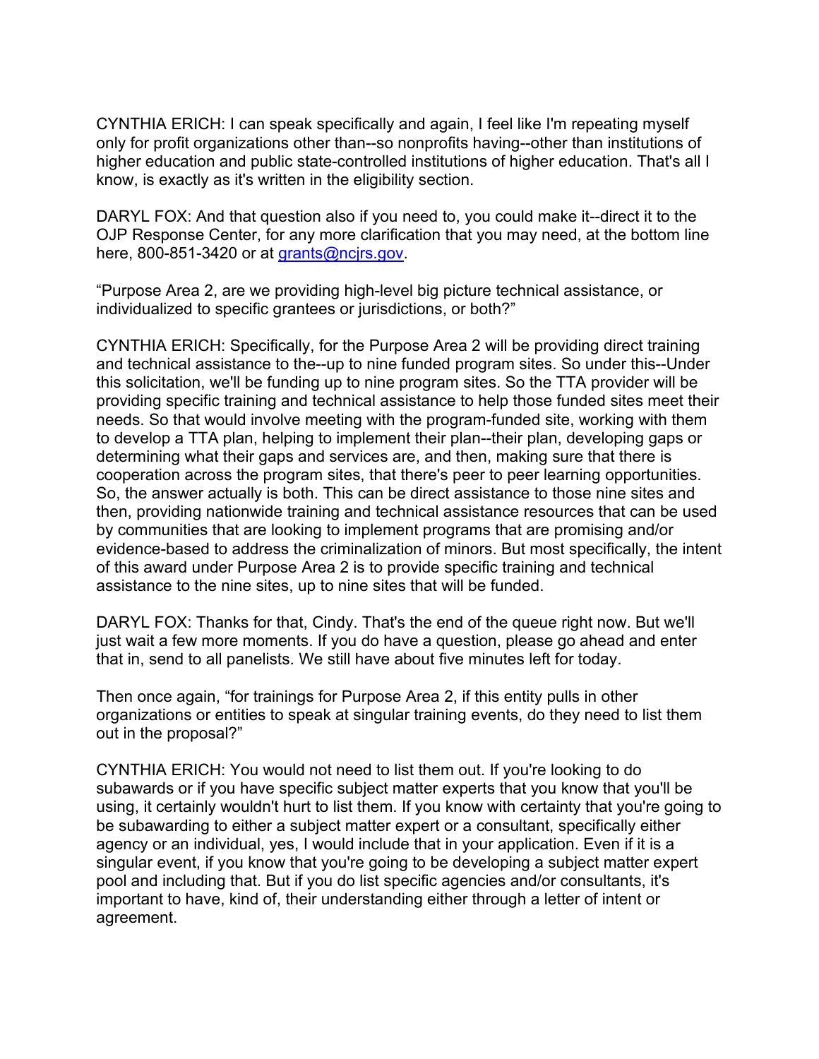CYNTHIA ERICH: I can speak specifically and again, I feel like I'm repeating myself only for profit organizations other than--so nonprofits having--other than institutions of higher education and public state-controlled institutions of higher education. That's all I know, is exactly as it's written in the eligibility section.

DARYL FOX: And that question also if you need to, you could make it--direct it to the OJP Response Center, for any more clarification that you may need, at the bottom line here, 800-851-3420 or at grants@ncjrs.gov.

“Purpose Area 2, are we providing high-level big picture technical assistance, or individualized to specific grantees or jurisdictions, or both?”

CYNTHIA ERICH: Specifically, for the Purpose Area 2 will be providing direct training and technical assistance to the--up to nine funded program sites. So under this--Under this solicitation, we'll be funding up to nine program sites. So the TTA provider will be providing specific training and technical assistance to help those funded sites meet their needs. So that would involve meeting with the program-funded site, working with them to develop a TTA plan, helping to implement their plan--their plan, developing gaps or determining what their gaps and services are, and then, making sure that there is cooperation across the program sites, that there's peer to peer learning opportunities. So, the answer actually is both. This can be direct assistance to those nine sites and then, providing nationwide training and technical assistance resources that can be used by communities that are looking to implement programs that are promising and/or evidence-based to address the criminalization of minors. But most specifically, the intent of this award under Purpose Area 2 is to provide specific training and technical assistance to the nine sites, up to nine sites that will be funded.

DARYL FOX: Thanks for that, Cindy. That's the end of the queue right now. But we'll just wait a few more moments. If you do have a question, please go ahead and enter that in, send to all panelists. We still have about five minutes left for today.

Then once again, “for trainings for Purpose Area 2, if this entity pulls in other organizations or entities to speak at singular training events, do they need to list them out in the proposal?”

CYNTHIA ERICH: You would not need to list them out. If you're looking to do subawards or if you have specific subject matter experts that you know that you'll be using, it certainly wouldn't hurt to list them. If you know with certainty that you're going to be subawarding to either a subject matter expert or a consultant, specifically either agency or an individual, yes, I would include that in your application. Even if it is a singular event, if you know that you're going to be developing a subject matter expert pool and including that. But if you do list specific agencies and/or consultants, it's important to have, kind of, their understanding either through a letter of intent or agreement.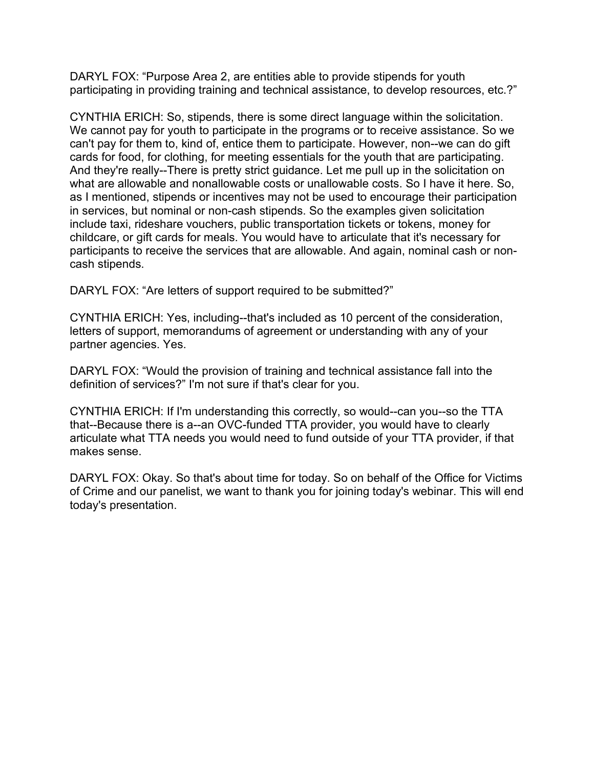DARYL FOX: “Purpose Area 2, are entities able to provide stipends for youth participating in providing training and technical assistance, to develop resources, etc.?”

CYNTHIA ERICH: So, stipends, there is some direct language within the solicitation. We cannot pay for youth to participate in the programs or to receive assistance. So we can't pay for them to, kind of, entice them to participate. However, non--we can do gift cards for food, for clothing, for meeting essentials for the youth that are participating. And they're really--There is pretty strict guidance. Let me pull up in the solicitation on what are allowable and nonallowable costs or unallowable costs. So I have it here. So, as I mentioned, stipends or incentives may not be used to encourage their participation in services, but nominal or non-cash stipends. So the examples given solicitation include taxi, rideshare vouchers, public transportation tickets or tokens, money for childcare, or gift cards for meals. You would have to articulate that it's necessary for participants to receive the services that are allowable. And again, nominal cash or non-cash stipends.

DARYL FOX: “Are letters of support required to be submitted?”

CYNTHIA ERICH: Yes, including--that's included as 10 percent of the consideration, letters of support, memorandums of agreement or understanding with any of your partner agencies. Yes.

DARYL FOX: “Would the provision of training and technical assistance fall into the definition of services?” I'm not sure if that's clear for you.

CYNTHIA ERICH: If I'm understanding this correctly, so would--can you--so the TTA that--Because there is a--an OVC-funded TTA provider, you would have to clearly articulate what TTA needs you would need to fund outside of your TTA provider, if that makes sense.

DARYL FOX: Okay. So that's about time for today. So on behalf of the Office for Victims of Crime and our panelist, we want to thank you for joining today's webinar. This will end today's presentation.